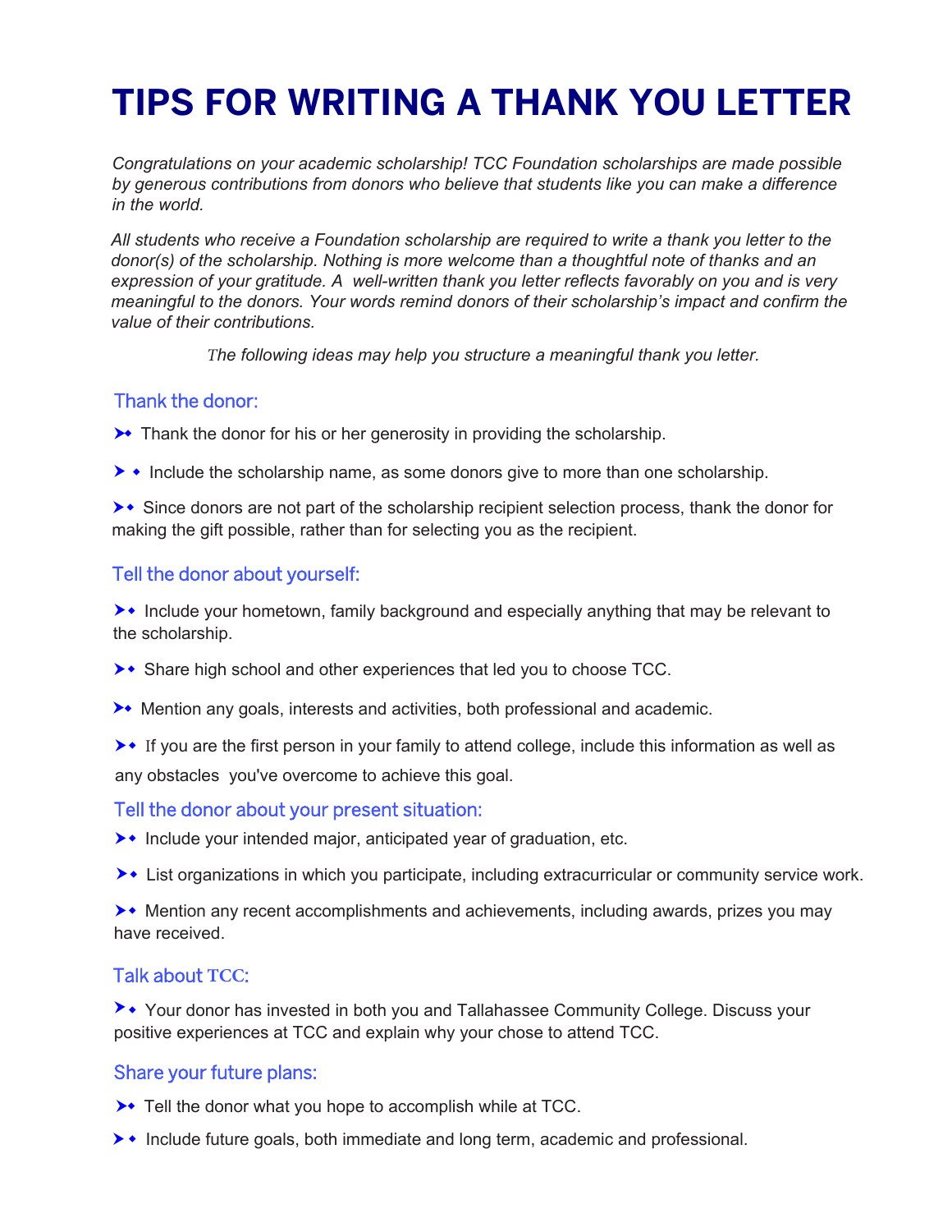# TIPS FOR WRITING A THANK YOU LETTER

*Congratulations on your academic scholarship! TCC Foundation scholarships are made possible by generous contributions from donors who believe that students like you can make a difference in the world.*

*All students who receive a Foundation scholarship are required to write a thank you letter to the donor(s) of the scholarship. Nothing is more welcome than a thoughtful note of thanks and an expression of your gratitude. A well-written thank you letter reflects favorably on you and is very meaningful to the donors. Your words remind donors of their scholarship's impact and confirm the value of their contributions.*

*The following ideas may help you structure a meaningful thank you letter.*

## Thank the donor:

- Thank the donor for his or her generosity in providing the scholarship.
- Include the scholarship name, as some donors give to more than one scholarship.
- Since donors are not part of the scholarship recipient selection process, thank the donor for making the gift possible, rather than for selecting you as the recipient.

## Tell the donor about yourself:

- Include your hometown, family background and especially anything that may be relevant to the scholarship.
- Share high school and other experiences that led you to choose TCC.
- Mention any goals, interests and activities, both professional and academic.
- If you are the first person in your family to attend college, include this information as well as any obstacles you've overcome to achieve this goal.

## Tell the donor about your present situation:

- Include your intended major, anticipated year of graduation, etc.
- List organizations in which you participate, including extracurricular or community service work.
- Mention any recent accomplishments and achievements, including awards, prizes you may have received.

## Talk about TCC:

- Your donor has invested in both you and Tallahassee Community College. Discuss your positive experiences at TCC and explain why your chose to attend TCC.

## Share your future plans:

- Tell the donor what you hope to accomplish while at TCC.
- Include future goals, both immediate and long term, academic and professional.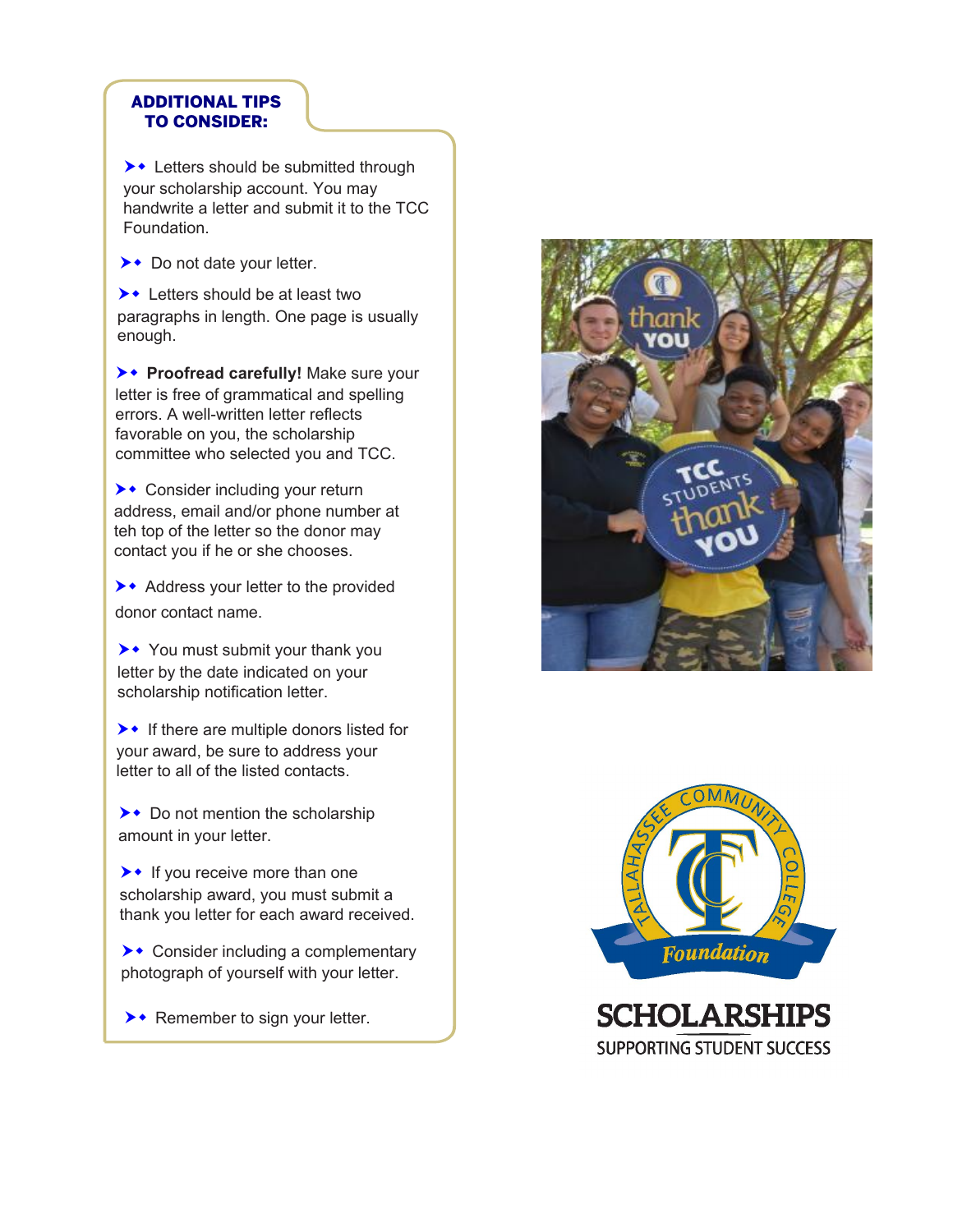## ADDITIONAL TIPS TO CONSIDER:

- Letters should be submitted through your scholarship account. You may handwrite a letter and submit it to the TCC Foundation.
- Do not date your letter.
- Letters should be at least two paragraphs in length. One page is usually enough.
- **Proofread carefully!** Make sure your letter is free of grammatical and spelling errors. A well-written letter reflects favorable on you, the scholarship committee who selected you and TCC.
- Consider including your return address, email and/or phone number at teh top of the letter so the donor may contact you if he or she chooses.
- Address your letter to the provided donor contact name.
- You must submit your thank you letter by the date indicated on your scholarship notification letter.
- If there are multiple donors listed for your award, be sure to address your letter to all of the listed contacts.
- Do not mention the scholarship amount in your letter.
- If you receive more than one scholarship award, you must submit a thank you letter for each award received.
- Consider including a complementary photograph of yourself with your letter.
- Remember to sign your letter.

TALLAHASSEE COMMUNITY COLLEGE
Foundation

# SCHOLARSHIPS

SUPPORTING STUDENT SUCCESS